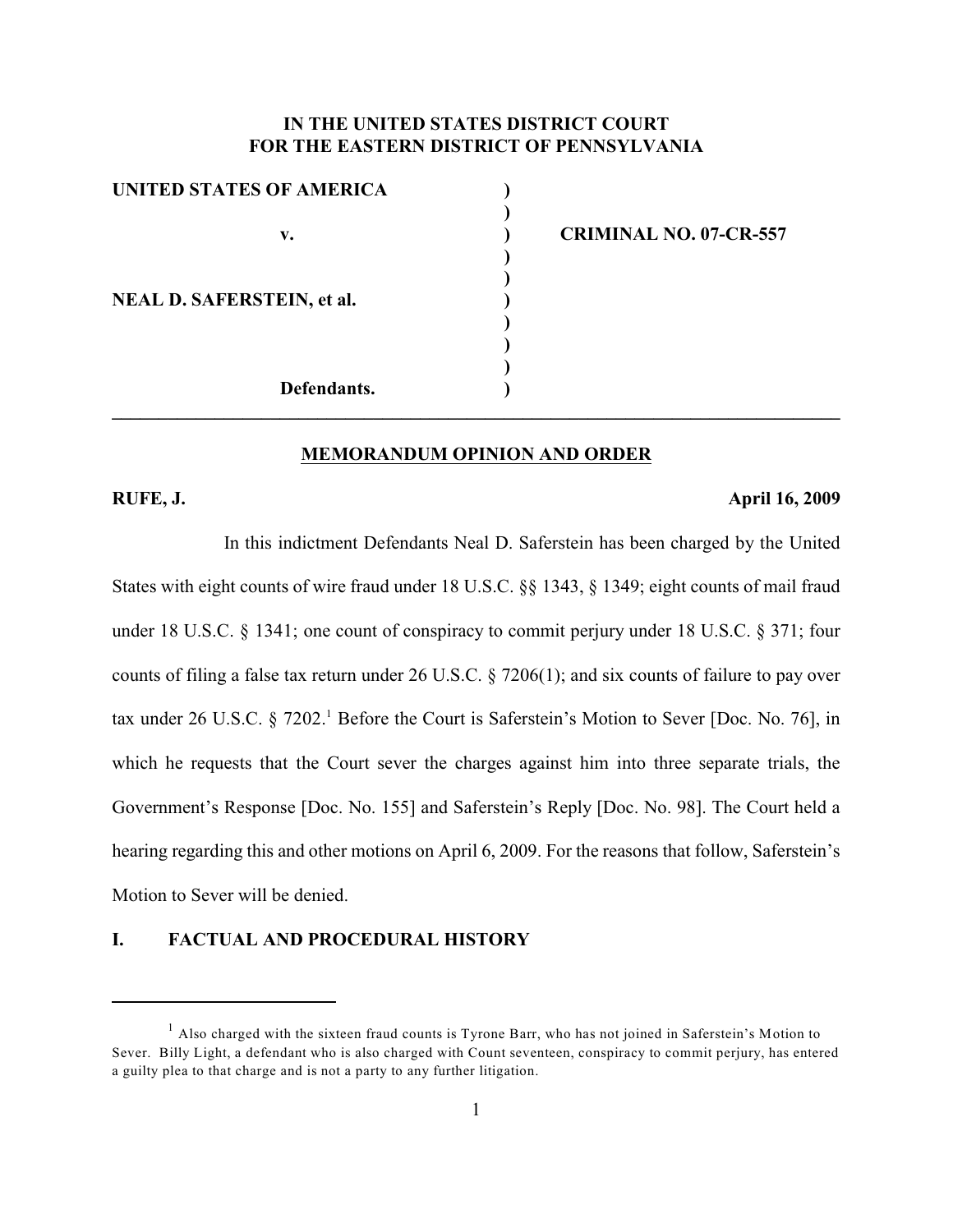**IN THE UNITED STATES DISTRICT COURT**
**FOR THE EASTERN DISTRICT OF PENNSYLVANIA**

| | | |
|---|---|---|
| **UNITED STATES OF AMERICA** | ) | |
| | ) | |
| **v.** | ) | **CRIMINAL NO. 07-CR-557** |
| | ) | |
| | ) | |
| **NEAL D. SAFERSTEIN, et al.** | ) | |
| | ) | |
| | ) | |
| | ) | |
| **Defendants.** | ) | |

---

**MEMORANDUM OPINION AND ORDER**

**RUFE, J.** **April 16, 2009**

In this indictment Defendants Neal D. Saferstein has been charged by the United States with eight counts of wire fraud under 18 U.S.C. §§ 1343, § 1349; eight counts of mail fraud under 18 U.S.C. § 1341; one count of conspiracy to commit perjury under 18 U.S.C. § 371; four counts of filing a false tax return under 26 U.S.C. § 7206(1); and six counts of failure to pay over tax under 26 U.S.C. § 7202.[1] Before the Court is Saferstein's Motion to Sever [Doc. No. 76], in which he requests that the Court sever the charges against him into three separate trials, the Government's Response [Doc. No. 155] and Saferstein's Reply [Doc. No. 98]. The Court held a hearing regarding this and other motions on April 6, 2009. For the reasons that follow, Saferstein's Motion to Sever will be denied.

## I. FACTUAL AND PROCEDURAL HISTORY

---

[1] Also charged with the sixteen fraud counts is Tyrone Barr, who has not joined in Saferstein's Motion to Sever. Billy Light, a defendant who is also charged with Count seventeen, conspiracy to commit perjury, has entered a guilty plea to that charge and is not a party to any further litigation.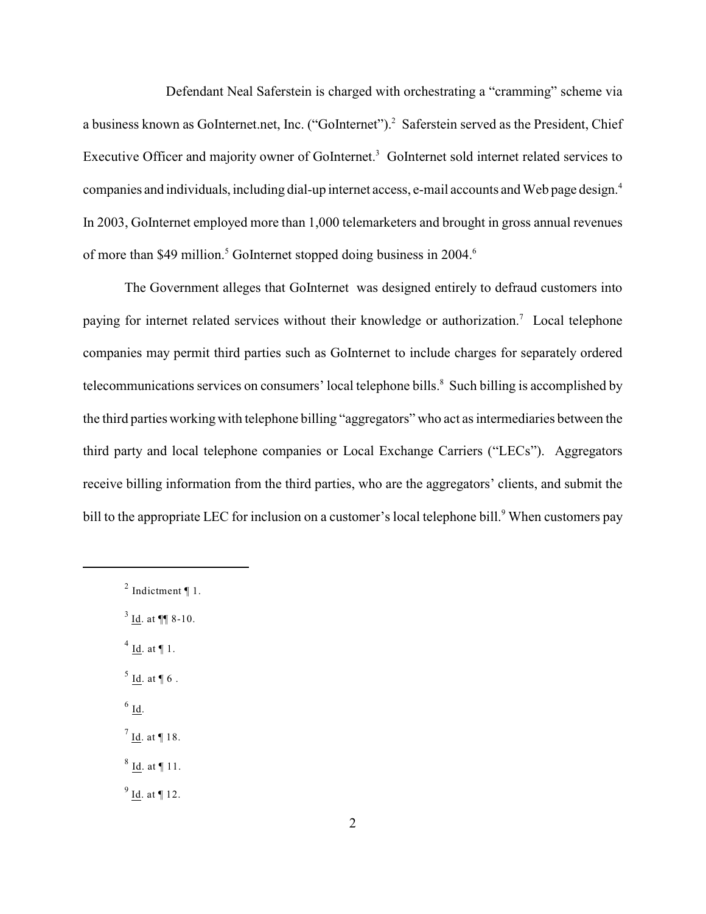Defendant Neal Saferstein is charged with orchestrating a "cramming" scheme via a business known as GoInternet.net, Inc. ("GoInternet").[2] Saferstein served as the President, Chief Executive Officer and majority owner of GoInternet.[3] GoInternet sold internet related services to companies and individuals, including dial-up internet access, e-mail accounts and Web page design.[4] In 2003, GoInternet employed more than 1,000 telemarketers and brought in gross annual revenues of more than $49 million.[5] GoInternet stopped doing business in 2004.[6]

The Government alleges that GoInternet was designed entirely to defraud customers into paying for internet related services without their knowledge or authorization.[7] Local telephone companies may permit third parties such as GoInternet to include charges for separately ordered telecommunications services on consumers' local telephone bills.[8] Such billing is accomplished by the third parties working with telephone billing "aggregators" who act as intermediaries between the third party and local telephone companies or Local Exchange Carriers ("LECs"). Aggregators receive billing information from the third parties, who are the aggregators' clients, and submit the bill to the appropriate LEC for inclusion on a customer's local telephone bill.[9] When customers pay

---

[2] Indictment ¶ 1.

[3] Id. at ¶¶ 8-10.

[4] Id. at ¶ 1.

[5] Id. at ¶ 6 .

[6] Id.

[7] Id. at ¶ 18.

[8] Id. at ¶ 11.

[9] Id. at ¶ 12.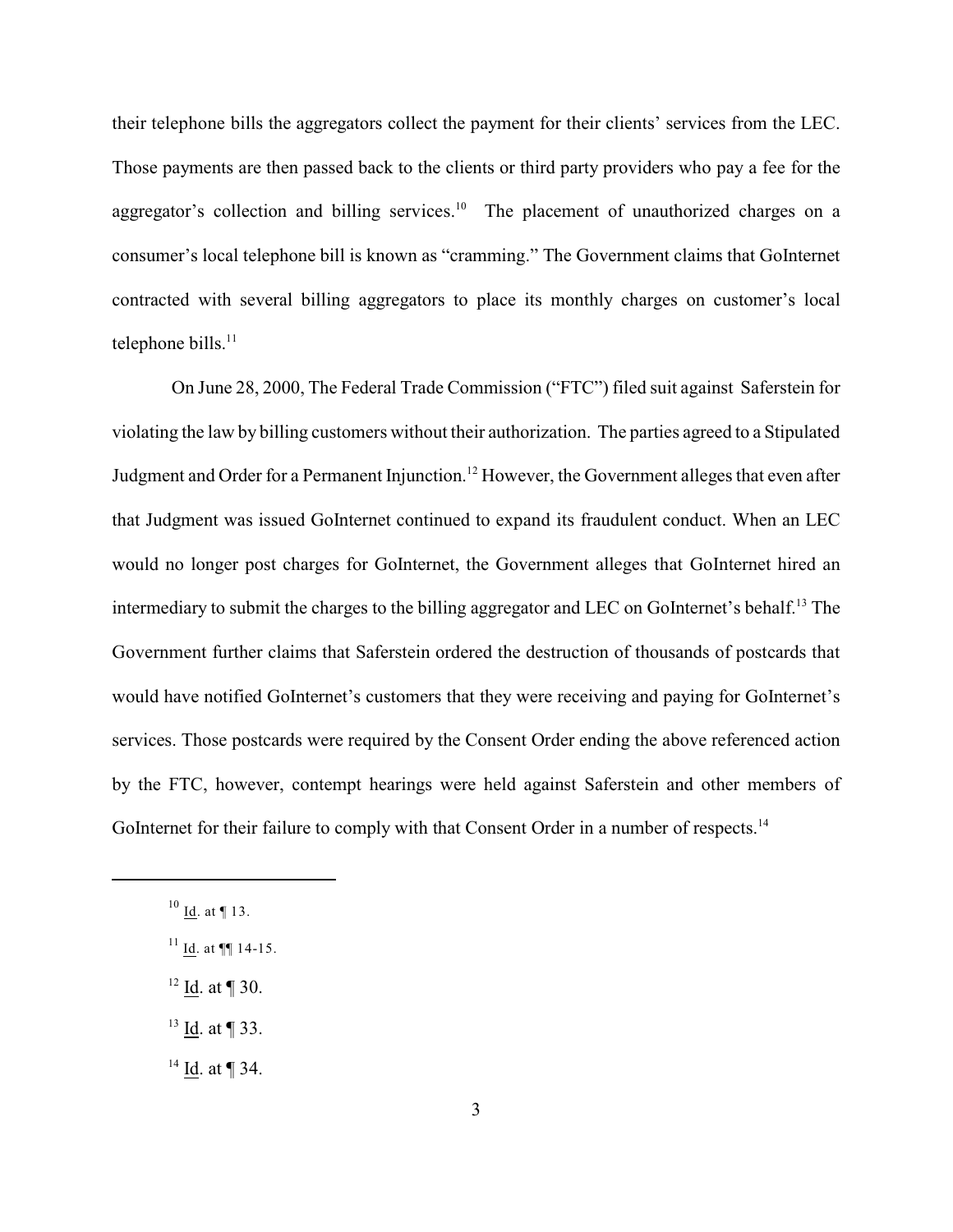their telephone bills the aggregators collect the payment for their clients' services from the LEC. Those payments are then passed back to the clients or third party providers who pay a fee for the aggregator's collection and billing services.[10] The placement of unauthorized charges on a consumer's local telephone bill is known as "cramming." The Government claims that GoInternet contracted with several billing aggregators to place its monthly charges on customer's local telephone bills.[11]

On June 28, 2000, The Federal Trade Commission ("FTC") filed suit against Saferstein for violating the law by billing customers without their authorization. The parties agreed to a Stipulated Judgment and Order for a Permanent Injunction.[12] However, the Government alleges that even after that Judgment was issued GoInternet continued to expand its fraudulent conduct. When an LEC would no longer post charges for GoInternet, the Government alleges that GoInternet hired an intermediary to submit the charges to the billing aggregator and LEC on GoInternet's behalf.[13] The Government further claims that Saferstein ordered the destruction of thousands of postcards that would have notified GoInternet's customers that they were receiving and paying for GoInternet's services. Those postcards were required by the Consent Order ending the above referenced action by the FTC, however, contempt hearings were held against Saferstein and other members of GoInternet for their failure to comply with that Consent Order in a number of respects.[14]

---

[10] Id. at ¶ 13.

[11] Id. at ¶¶ 14-15.

[12] Id. at ¶ 30.

[13] Id. at ¶ 33.

[14] Id. at ¶ 34.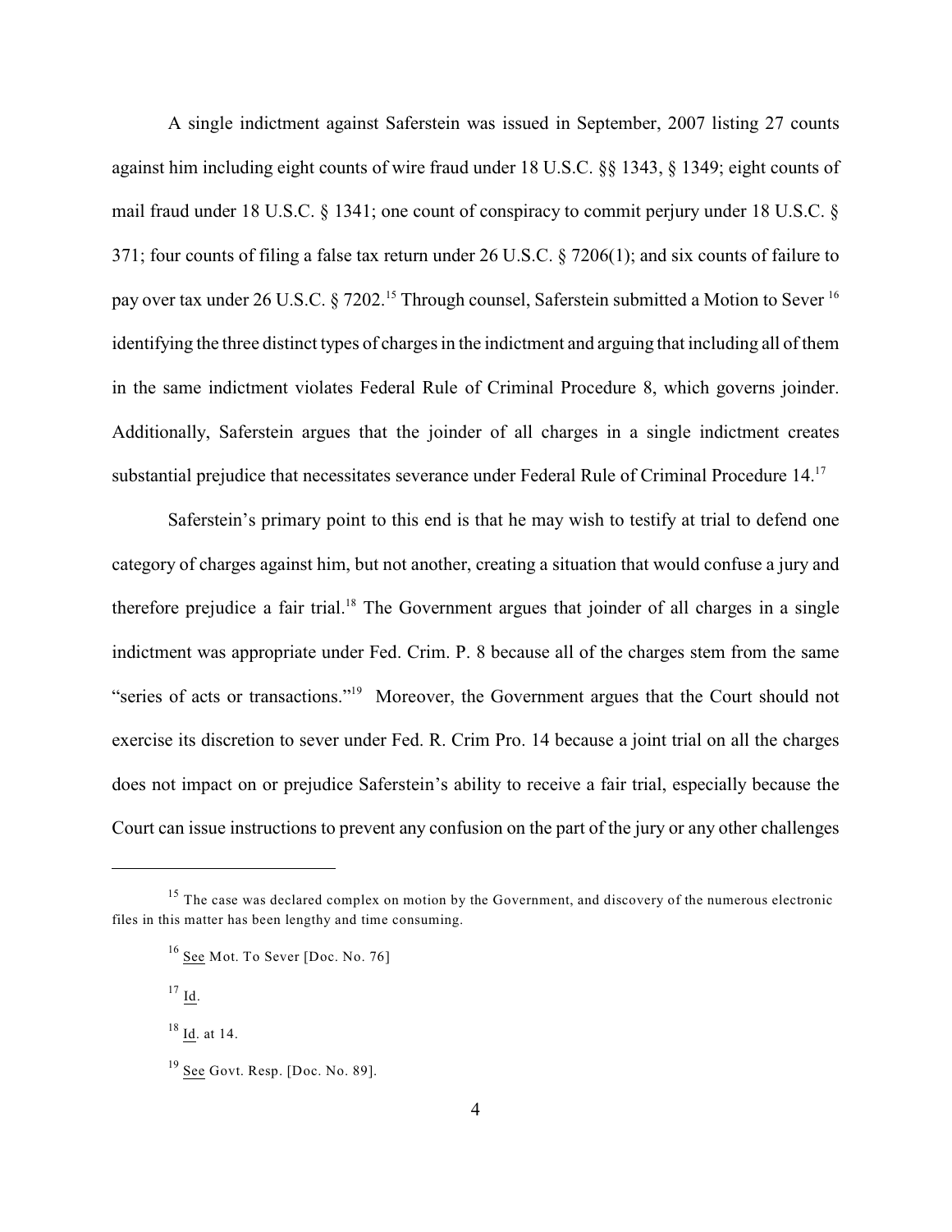A single indictment against Saferstein was issued in September, 2007 listing 27 counts against him including eight counts of wire fraud under 18 U.S.C. §§ 1343, § 1349; eight counts of mail fraud under 18 U.S.C. § 1341; one count of conspiracy to commit perjury under 18 U.S.C. § 371; four counts of filing a false tax return under 26 U.S.C. § 7206(1); and six counts of failure to pay over tax under 26 U.S.C. § 7202.[15] Through counsel, Saferstein submitted a Motion to Sever [16] identifying the three distinct types of charges in the indictment and arguing that including all of them in the same indictment violates Federal Rule of Criminal Procedure 8, which governs joinder. Additionally, Saferstein argues that the joinder of all charges in a single indictment creates substantial prejudice that necessitates severance under Federal Rule of Criminal Procedure 14.[17]

Saferstein's primary point to this end is that he may wish to testify at trial to defend one category of charges against him, but not another, creating a situation that would confuse a jury and therefore prejudice a fair trial.[18] The Government argues that joinder of all charges in a single indictment was appropriate under Fed. Crim. P. 8 because all of the charges stem from the same "series of acts or transactions."[19] Moreover, the Government argues that the Court should not exercise its discretion to sever under Fed. R. Crim Pro. 14 because a joint trial on all the charges does not impact on or prejudice Saferstein's ability to receive a fair trial, especially because the Court can issue instructions to prevent any confusion on the part of the jury or any other challenges

---

[15] The case was declared complex on motion by the Government, and discovery of the numerous electronic files in this matter has been lengthy and time consuming.

[16] See Mot. To Sever [Doc. No. 76]

[17] Id.

[18] Id. at 14.

[19] See Govt. Resp. [Doc. No. 89].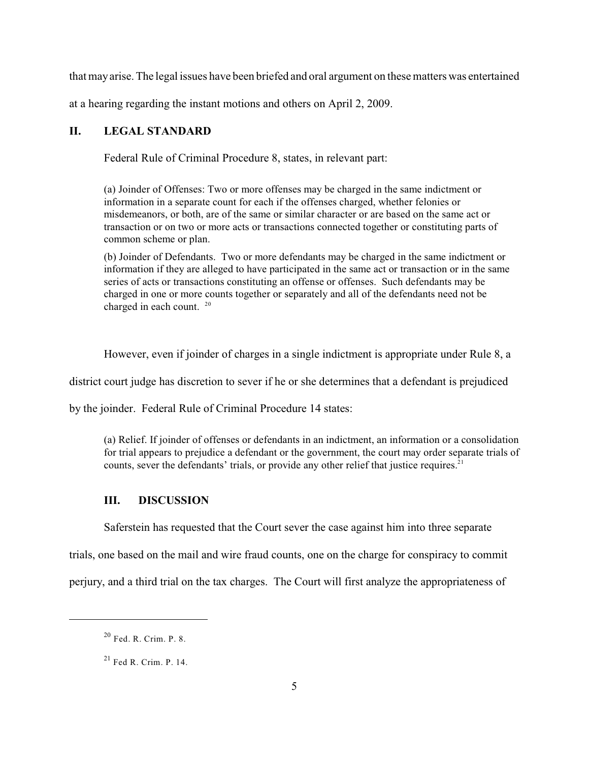that may arise. The legal issues have been briefed and oral argument on these matters was entertained at a hearing regarding the instant motions and others on April 2, 2009.

## II. LEGAL STANDARD

Federal Rule of Criminal Procedure 8, states, in relevant part:

> (a) Joinder of Offenses: Two or more offenses may be charged in the same indictment or information in a separate count for each if the offenses charged, whether felonies or misdemeanors, or both, are of the same or similar character or are based on the same act or transaction or on two or more acts or transactions connected together or constituting parts of common scheme or plan.
>
> (b) Joinder of Defendants. Two or more defendants may be charged in the same indictment or information if they are alleged to have participated in the same act or transaction or in the same series of acts or transactions constituting an offense or offenses. Such defendants may be charged in one or more counts together or separately and all of the defendants need not be charged in each count. [20]

However, even if joinder of charges in a single indictment is appropriate under Rule 8, a district court judge has discretion to sever if he or she determines that a defendant is prejudiced by the joinder. Federal Rule of Criminal Procedure 14 states:

> (a) Relief. If joinder of offenses or defendants in an indictment, an information or a consolidation for trial appears to prejudice a defendant or the government, the court may order separate trials of counts, sever the defendants' trials, or provide any other relief that justice requires.[21]

## III. DISCUSSION

Saferstein has requested that the Court sever the case against him into three separate trials, one based on the mail and wire fraud counts, one on the charge for conspiracy to commit perjury, and a third trial on the tax charges. The Court will first analyze the appropriateness of

---

[20] Fed. R. Crim. P. 8.

[21] Fed R. Crim. P. 14.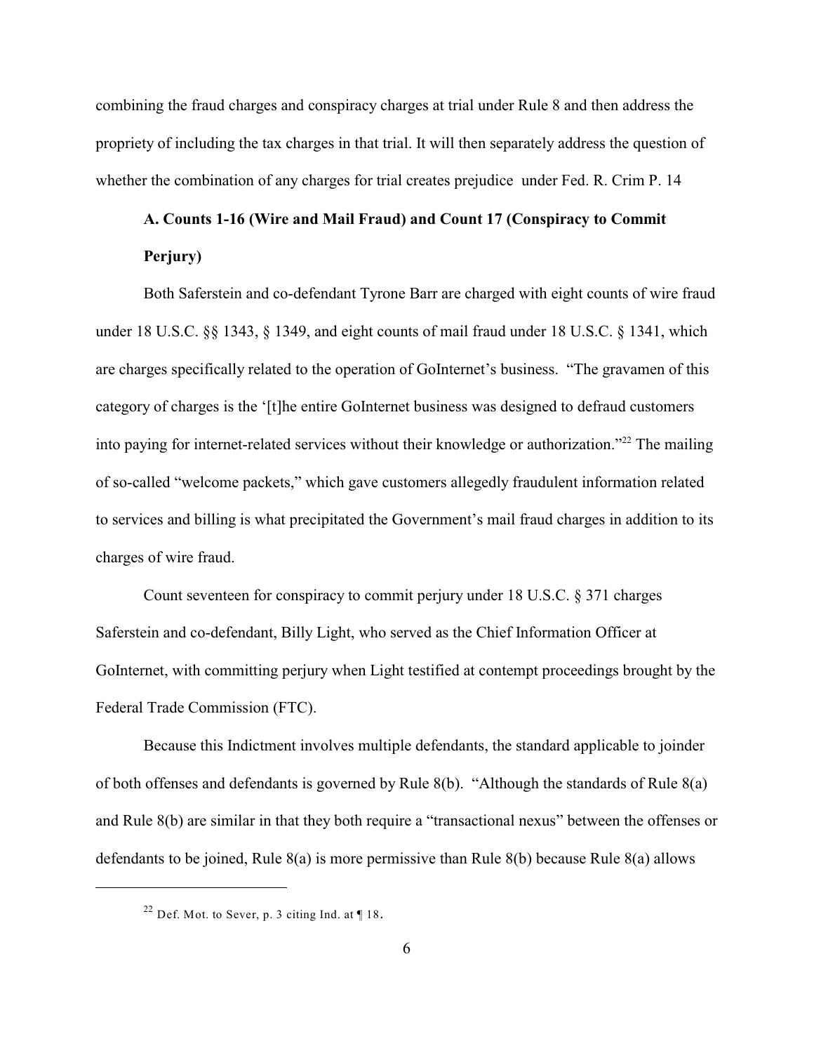combining the fraud charges and conspiracy charges at trial under Rule 8 and then address the propriety of including the tax charges in that trial. It will then separately address the question of whether the combination of any charges for trial creates prejudice under Fed. R. Crim P. 14

**A. Counts 1-16 (Wire and Mail Fraud) and Count 17 (Conspiracy to Commit Perjury)**

Both Saferstein and co-defendant Tyrone Barr are charged with eight counts of wire fraud under 18 U.S.C. §§ 1343, § 1349, and eight counts of mail fraud under 18 U.S.C. § 1341, which are charges specifically related to the operation of GoInternet's business. "The gravamen of this category of charges is the '[t]he entire GoInternet business was designed to defraud customers into paying for internet-related services without their knowledge or authorization."[22] The mailing of so-called "welcome packets," which gave customers allegedly fraudulent information related to services and billing is what precipitated the Government's mail fraud charges in addition to its charges of wire fraud.

Count seventeen for conspiracy to commit perjury under 18 U.S.C. § 371 charges Saferstein and co-defendant, Billy Light, who served as the Chief Information Officer at GoInternet, with committing perjury when Light testified at contempt proceedings brought by the Federal Trade Commission (FTC).

Because this Indictment involves multiple defendants, the standard applicable to joinder of both offenses and defendants is governed by Rule 8(b). "Although the standards of Rule 8(a) and Rule 8(b) are similar in that they both require a "transactional nexus" between the offenses or defendants to be joined, Rule 8(a) is more permissive than Rule 8(b) because Rule 8(a) allows

---

[22] Def. Mot. to Sever, p. 3 citing Ind. at ¶ 18.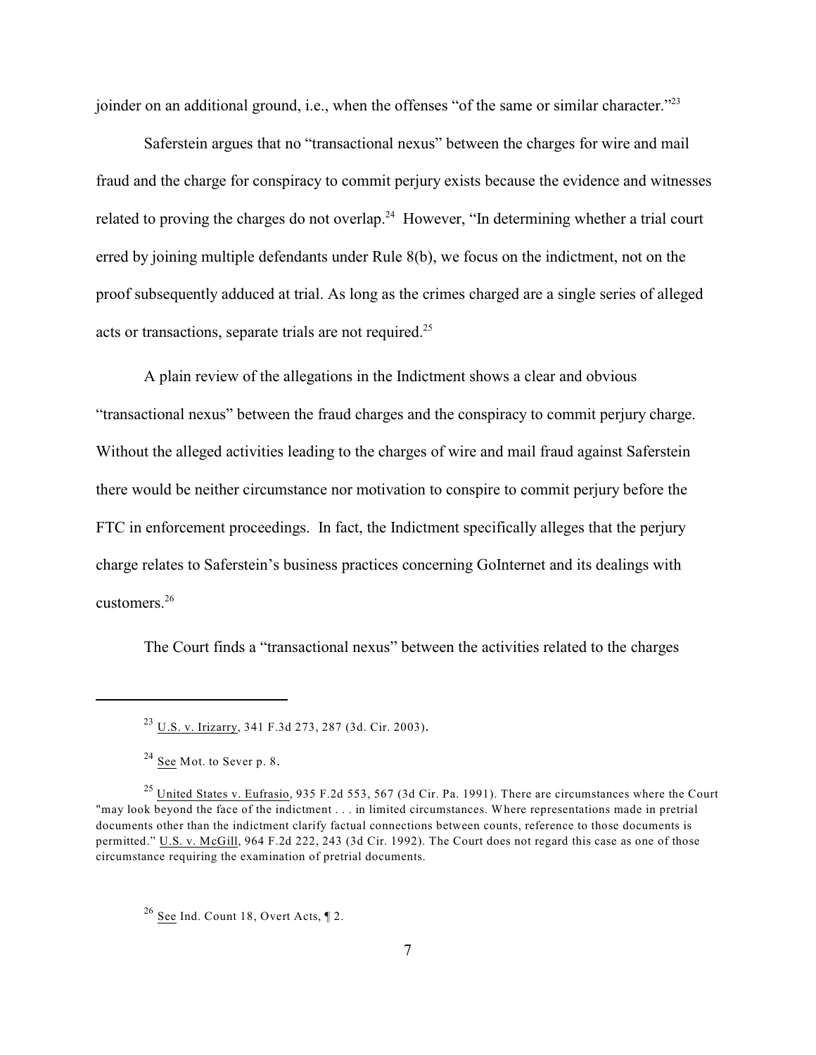joinder on an additional ground, i.e., when the offenses "of the same or similar character."[23]

Saferstein argues that no "transactional nexus" between the charges for wire and mail fraud and the charge for conspiracy to commit perjury exists because the evidence and witnesses related to proving the charges do not overlap.[24] However, "In determining whether a trial court erred by joining multiple defendants under Rule 8(b), we focus on the indictment, not on the proof subsequently adduced at trial. As long as the crimes charged are a single series of alleged acts or transactions, separate trials are not required.[25]

A plain review of the allegations in the Indictment shows a clear and obvious "transactional nexus" between the fraud charges and the conspiracy to commit perjury charge. Without the alleged activities leading to the charges of wire and mail fraud against Saferstein there would be neither circumstance nor motivation to conspire to commit perjury before the FTC in enforcement proceedings. In fact, the Indictment specifically alleges that the perjury charge relates to Saferstein's business practices concerning GoInternet and its dealings with customers.[26]

The Court finds a "transactional nexus" between the activities related to the charges

---

[23] U.S. v. Irizarry, 341 F.3d 273, 287 (3d. Cir. 2003).

[24] See Mot. to Sever p. 8.

[25] United States v. Eufrasio, 935 F.2d 553, 567 (3d Cir. Pa. 1991). There are circumstances where the Court "may look beyond the face of the indictment . . . in limited circumstances. Where representations made in pretrial documents other than the indictment clarify factual connections between counts, reference to those documents is permitted." U.S. v. McGill, 964 F.2d 222, 243 (3d Cir. 1992). The Court does not regard this case as one of those circumstance requiring the examination of pretrial documents.

[26] See Ind. Count 18, Overt Acts, ¶ 2.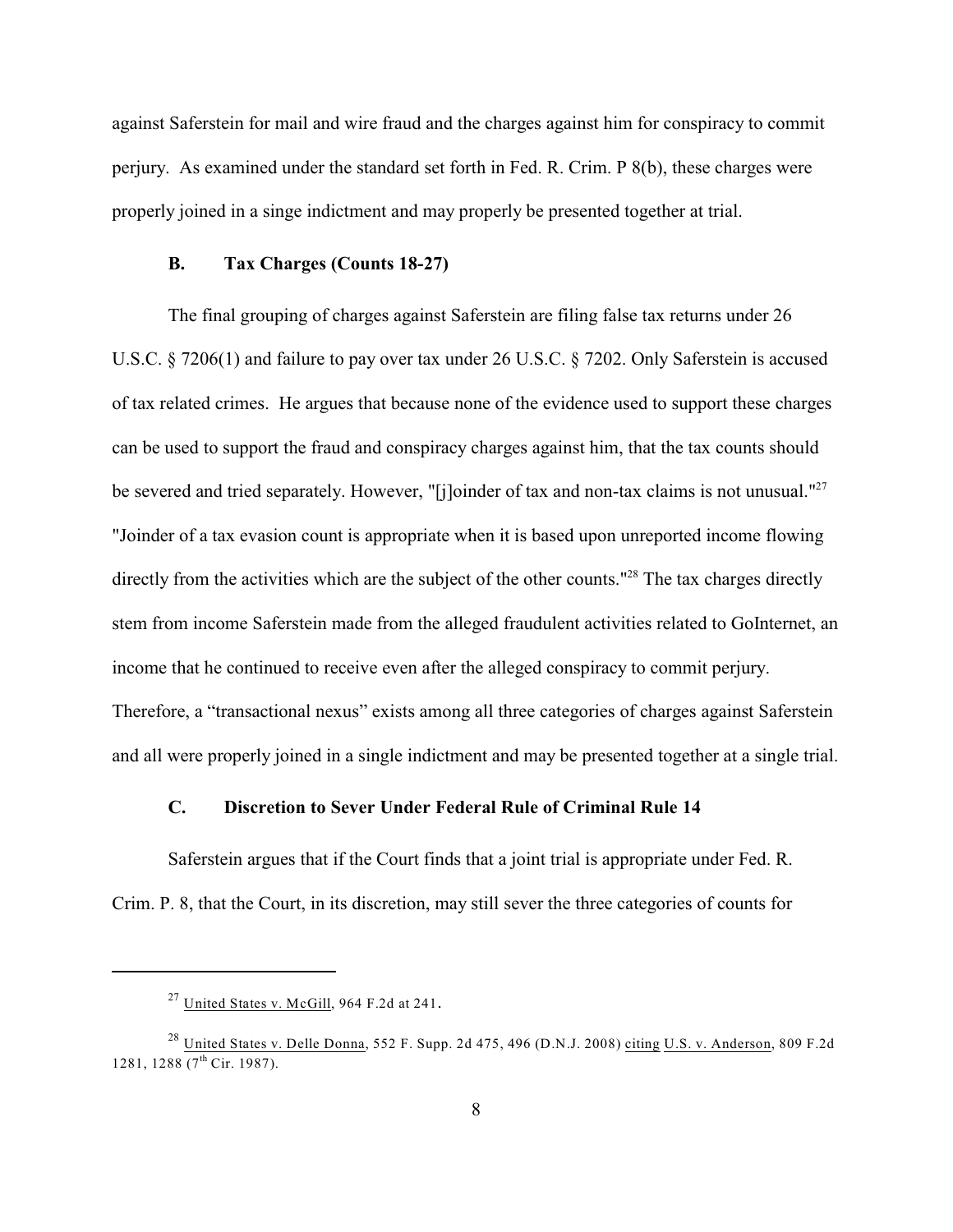against Saferstein for mail and wire fraud and the charges against him for conspiracy to commit perjury. As examined under the standard set forth in Fed. R. Crim. P 8(b), these charges were properly joined in a singe indictment and may properly be presented together at trial.

### B. Tax Charges (Counts 18-27)

The final grouping of charges against Saferstein are filing false tax returns under 26 U.S.C. § 7206(1) and failure to pay over tax under 26 U.S.C. § 7202. Only Saferstein is accused of tax related crimes. He argues that because none of the evidence used to support these charges can be used to support the fraud and conspiracy charges against him, that the tax counts should be severed and tried separately. However, "[j]oinder of tax and non-tax claims is not unusual."[27] "Joinder of a tax evasion count is appropriate when it is based upon unreported income flowing directly from the activities which are the subject of the other counts."[28] The tax charges directly stem from income Saferstein made from the alleged fraudulent activities related to GoInternet, an income that he continued to receive even after the alleged conspiracy to commit perjury. Therefore, a "transactional nexus" exists among all three categories of charges against Saferstein and all were properly joined in a single indictment and may be presented together at a single trial.

### C. Discretion to Sever Under Federal Rule of Criminal Rule 14

Saferstein argues that if the Court finds that a joint trial is appropriate under Fed. R. Crim. P. 8, that the Court, in its discretion, may still sever the three categories of counts for

---

[27] United States v. McGill, 964 F.2d at 241.

[28] United States v. Delle Donna, 552 F. Supp. 2d 475, 496 (D.N.J. 2008) citing U.S. v. Anderson, 809 F.2d 1281, 1288 (7th Cir. 1987).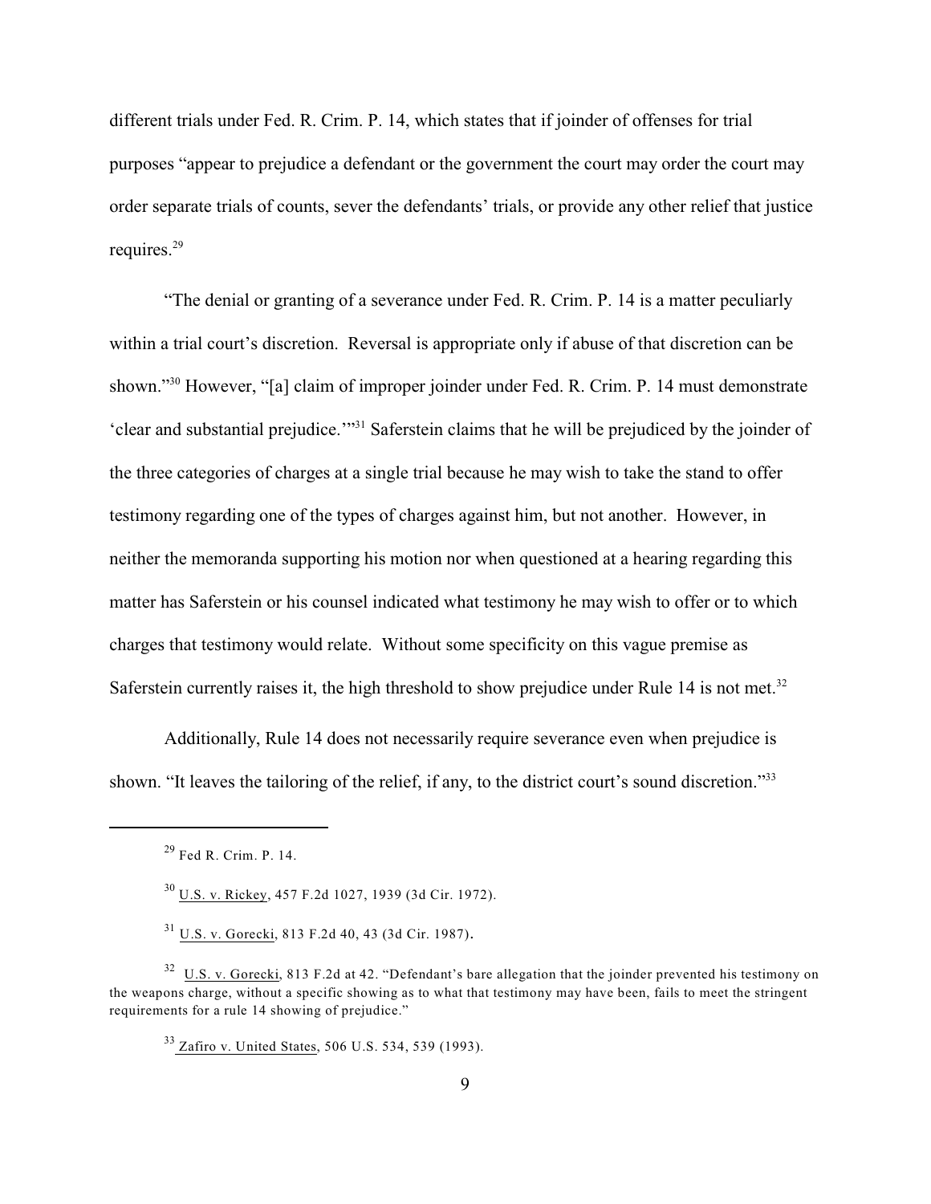different trials under Fed. R. Crim. P. 14, which states that if joinder of offenses for trial purposes "appear to prejudice a defendant or the government the court may order the court may order separate trials of counts, sever the defendants' trials, or provide any other relief that justice requires.[29]

"The denial or granting of a severance under Fed. R. Crim. P. 14 is a matter peculiarly within a trial court's discretion. Reversal is appropriate only if abuse of that discretion can be shown."[30] However, "[a] claim of improper joinder under Fed. R. Crim. P. 14 must demonstrate 'clear and substantial prejudice.'"[31] Saferstein claims that he will be prejudiced by the joinder of the three categories of charges at a single trial because he may wish to take the stand to offer testimony regarding one of the types of charges against him, but not another. However, in neither the memoranda supporting his motion nor when questioned at a hearing regarding this matter has Saferstein or his counsel indicated what testimony he may wish to offer or to which charges that testimony would relate. Without some specificity on this vague premise as Saferstein currently raises it, the high threshold to show prejudice under Rule 14 is not met.[32]

Additionally, Rule 14 does not necessarily require severance even when prejudice is shown. "It leaves the tailoring of the relief, if any, to the district court's sound discretion."[33]

---

[29] Fed R. Crim. P. 14.

[30] U.S. v. Rickey, 457 F.2d 1027, 1939 (3d Cir. 1972).

[31] U.S. v. Gorecki, 813 F.2d 40, 43 (3d Cir. 1987).

[32] U.S. v. Gorecki, 813 F.2d at 42. "Defendant's bare allegation that the joinder prevented his testimony on the weapons charge, without a specific showing as to what that testimony may have been, fails to meet the stringent requirements for a rule 14 showing of prejudice."

[33] Zafiro v. United States, 506 U.S. 534, 539 (1993).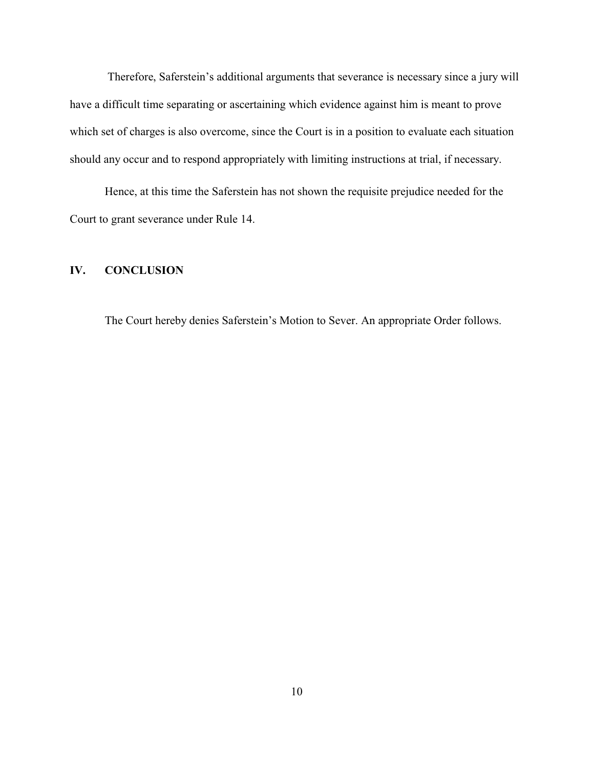Therefore, Saferstein's additional arguments that severance is necessary since a jury will have a difficult time separating or ascertaining which evidence against him is meant to prove which set of charges is also overcome, since the Court is in a position to evaluate each situation should any occur and to respond appropriately with limiting instructions at trial, if necessary.

Hence, at this time the Saferstein has not shown the requisite prejudice needed for the Court to grant severance under Rule 14.

## IV. CONCLUSION

The Court hereby denies Saferstein's Motion to Sever. An appropriate Order follows.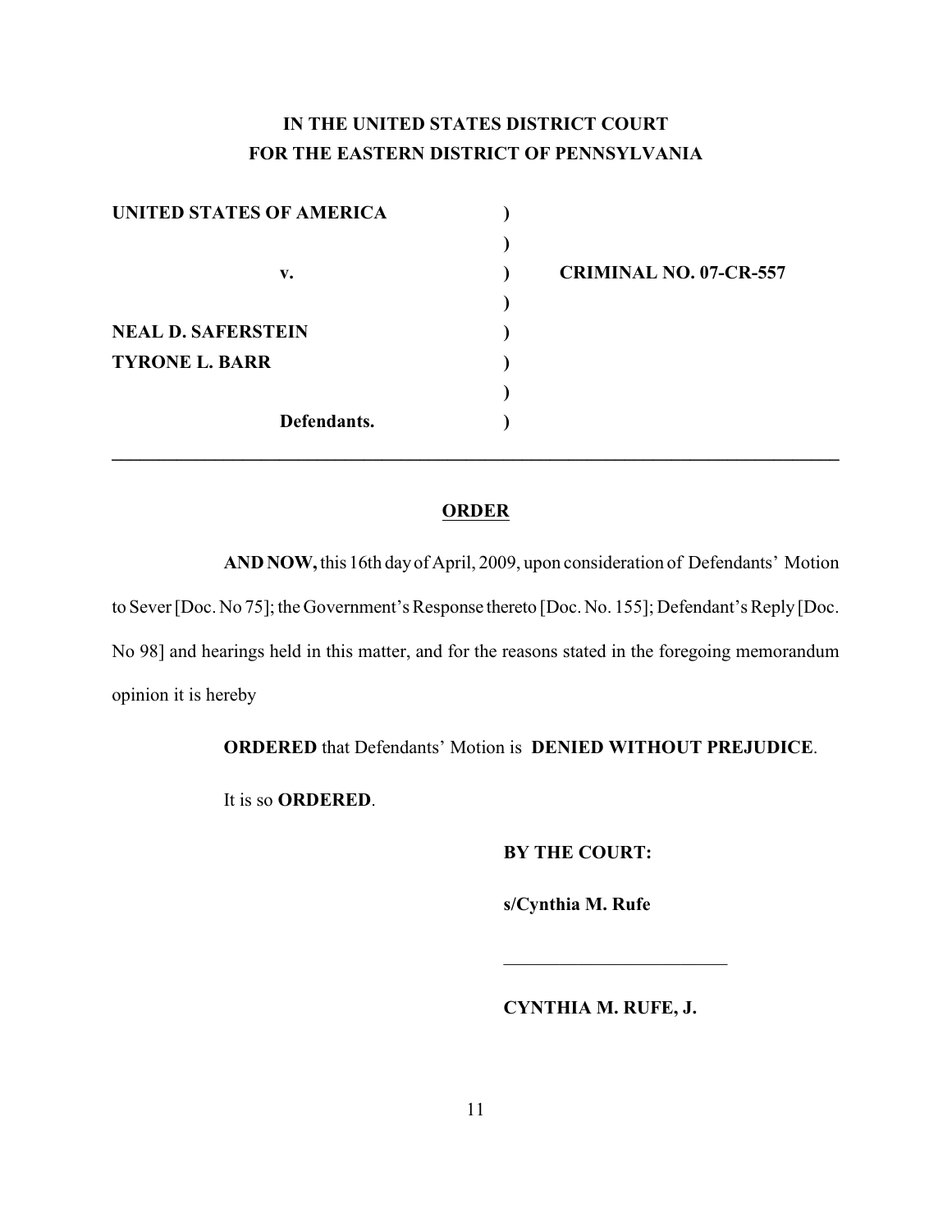**IN THE UNITED STATES DISTRICT COURT**
**FOR THE EASTERN DISTRICT OF PENNSYLVANIA**

| | | |
|---|---|---|
| **UNITED STATES OF AMERICA** | ) | |
| | ) | |
| **v.** | ) | **CRIMINAL NO. 07-CR-557** |
| | ) | |
| **NEAL D. SAFERSTEIN** | ) | |
| **TYRONE L. BARR** | ) | |
| | ) | |
| **Defendants.** | ) | |

---

**ORDER**

**AND NOW,** this 16th day of April, 2009, upon consideration of Defendants' Motion to Sever [Doc. No 75]; the Government's Response thereto [Doc. No. 155]; Defendant's Reply [Doc. No 98] and hearings held in this matter, and for the reasons stated in the foregoing memorandum opinion it is hereby

**ORDERED** that Defendants' Motion is **DENIED WITHOUT PREJUDICE**.

It is so **ORDERED**.

**BY THE COURT:**

**s/Cynthia M. Rufe**

\_\_\_\_\_\_\_\_\_\_\_\_\_\_\_\_\_\_\_\_\_\_\_\_

**CYNTHIA M. RUFE, J.**